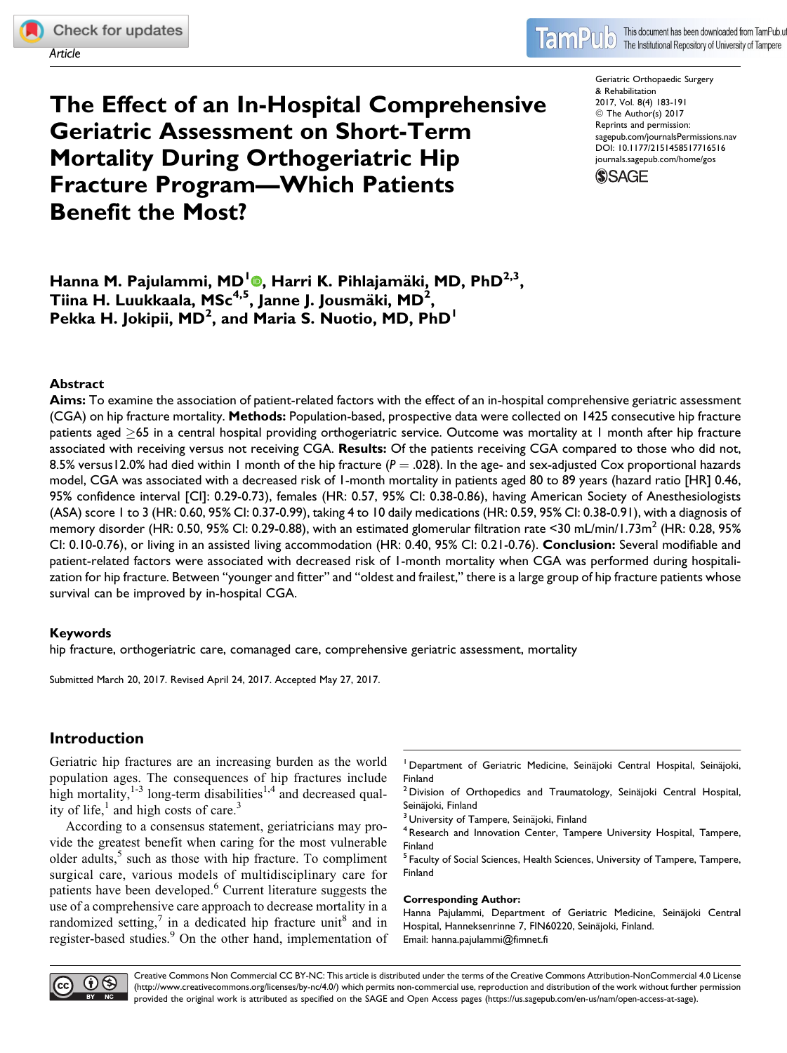Article

# The Effect of an In-Hospital Comprehensive Geriatric Assessment on Short-Term Mortality During Orthogeriatric Hip Fracture Program—Which Patients Benefit the Most?

Geriatric Orthopaedic Surgery & Rehabilitation
2017, Vol. 8(4) 183-191
© The Author(s) 2017
Reprints and permission: sagepub.com/journalsPermissions.nav
DOI: 10.1177/2151458517716516
journals.sagepub.com/home/gos

**Hanna M. Pajulammi, MD[1], Harri K. Pihlajamäki, MD, PhD[2,3], Tiina H. Luukkaala, MSc[4,5], Janne J. Jousmäki, MD[2], Pekka H. Jokipii, MD[2], and Maria S. Nuotio, MD, PhD[1]**

## Abstract

**Aims:** To examine the association of patient-related factors with the effect of an in-hospital comprehensive geriatric assessment (CGA) on hip fracture mortality. **Methods:** Population-based, prospective data were collected on 1425 consecutive hip fracture patients aged ≥65 in a central hospital providing orthogeriatric service. Outcome was mortality at 1 month after hip fracture associated with receiving versus not receiving CGA. **Results:** Of the patients receiving CGA compared to those who did not, 8.5% versus12.0% had died within 1 month of the hip fracture ($P = .028$). In the age- and sex-adjusted Cox proportional hazards model, CGA was associated with a decreased risk of 1-month mortality in patients aged 80 to 89 years (hazard ratio [HR] 0.46, 95% confidence interval [CI]: 0.29-0.73), females (HR: 0.57, 95% CI: 0.38-0.86), having American Society of Anesthesiologists (ASA) score 1 to 3 (HR: 0.60, 95% CI: 0.37-0.99), taking 4 to 10 daily medications (HR: 0.59, 95% CI: 0.38-0.91), with a diagnosis of memory disorder (HR: 0.50, 95% CI: 0.29-0.88), with an estimated glomerular filtration rate <30 mL/min/1.73m$^2$ (HR: 0.28, 95% CI: 0.10-0.76), or living in an assisted living accommodation (HR: 0.40, 95% CI: 0.21-0.76). **Conclusion:** Several modifiable and patient-related factors were associated with decreased risk of 1-month mortality when CGA was performed during hospitalization for hip fracture. Between "younger and fitter" and "oldest and frailest," there is a large group of hip fracture patients whose survival can be improved by in-hospital CGA.

### Keywords

hip fracture, orthogeriatric care, comanaged care, comprehensive geriatric assessment, mortality

Submitted March 20, 2017. Revised April 24, 2017. Accepted May 27, 2017.

## Introduction

Geriatric hip fractures are an increasing burden as the world population ages. The consequences of hip fractures include high mortality,[1-3] long-term disabilities[1,4] and decreased quality of life,[1] and high costs of care.[3]

According to a consensus statement, geriatricians may provide the greatest benefit when caring for the most vulnerable older adults,[5] such as those with hip fracture. To compliment surgical care, various models of multidisciplinary care for patients have been developed.[6] Current literature suggests the use of a comprehensive care approach to decrease mortality in a randomized setting,[7] in a dedicated hip fracture unit[8] and in register-based studies.[9] On the other hand, implementation of

[1] Department of Geriatric Medicine, Seinäjoki Central Hospital, Seinäjoki, Finland
[2] Division of Orthopedics and Traumatology, Seinäjoki Central Hospital, Seinäjoki, Finland
[3] University of Tampere, Seinäjoki, Finland
[4] Research and Innovation Center, Tampere University Hospital, Tampere, Finland
[5] Faculty of Social Sciences, Health Sciences, University of Tampere, Tampere, Finland

**Corresponding Author:**
Hanna Pajulammi, Department of Geriatric Medicine, Seinäjoki Central Hospital, Hanneksenrinne 7, FIN60220, Seinäjoki, Finland.
Email: hanna.pajulammi@fimnet.fi

Creative Commons Non Commercial CC BY-NC: This article is distributed under the terms of the Creative Commons Attribution-NonCommercial 4.0 License (http://www.creativecommons.org/licenses/by-nc/4.0/) which permits non-commercial use, reproduction and distribution of the work without further permission provided the original work is attributed as specified on the SAGE and Open Access pages (https://us.sagepub.com/en-us/nam/open-access-at-sage).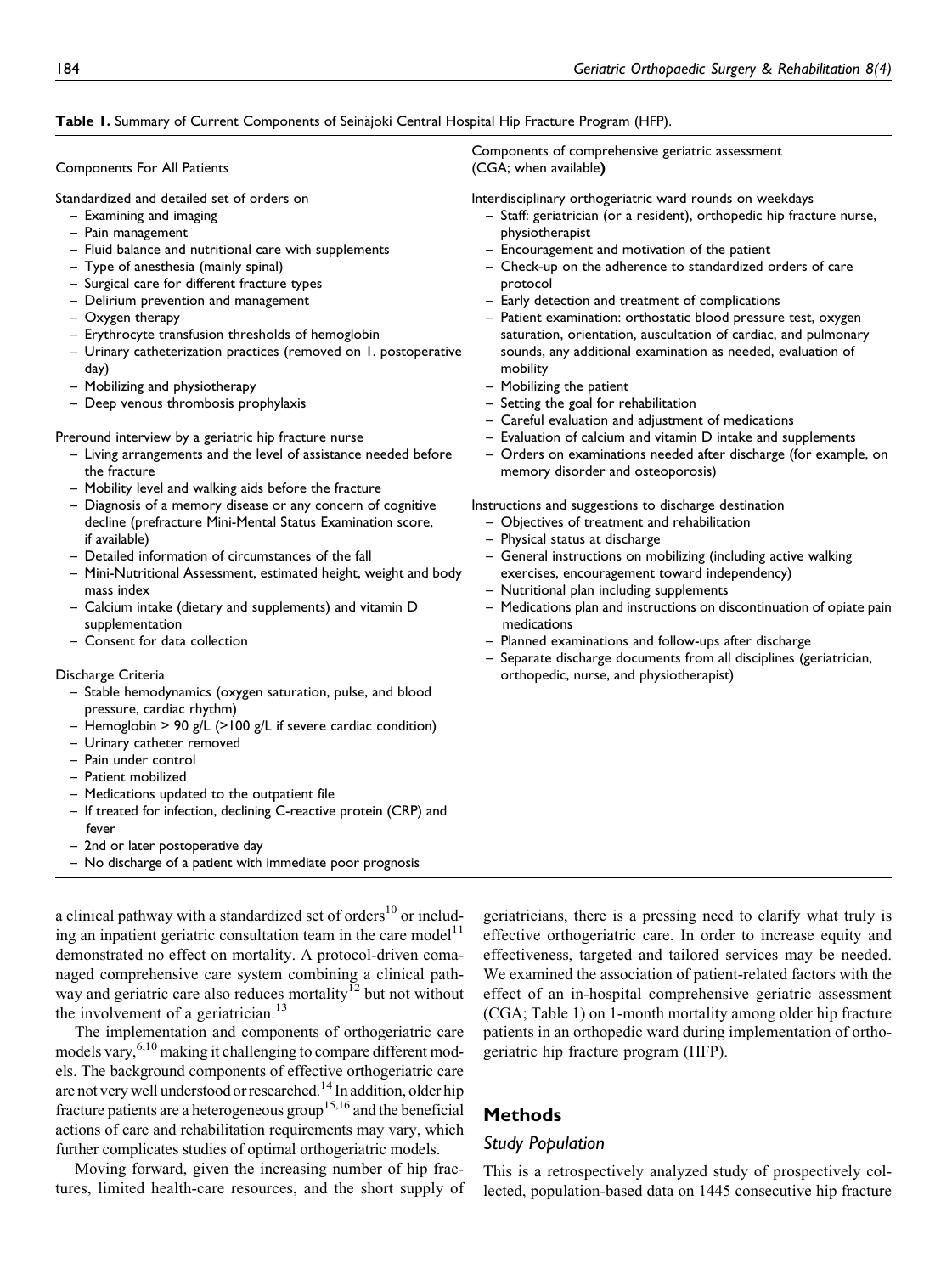**Table 1.** Summary of Current Components of Seinäjoki Central Hospital Hip Fracture Program (HFP).

| Components For All Patients | Components of comprehensive geriatric assessment (CGA; when available) |
|---|---|
| Standardized and detailed set of orders on<br>– Examining and imaging<br>– Pain management<br>– Fluid balance and nutritional care with supplements<br>– Type of anesthesia (mainly spinal)<br>– Surgical care for different fracture types<br>– Delirium prevention and management<br>– Oxygen therapy<br>– Erythrocyte transfusion thresholds of hemoglobin<br>– Urinary catheterization practices (removed on 1. postoperative day)<br>– Mobilizing and physiotherapy<br>– Deep venous thrombosis prophylaxis | Interdisciplinary orthogeriatric ward rounds on weekdays<br>– Staff: geriatrician (or a resident), orthopedic hip fracture nurse, physiotherapist<br>– Encouragement and motivation of the patient<br>– Check-up on the adherence to standardized orders of care protocol<br>– Early detection and treatment of complications<br>– Patient examination: orthostatic blood pressure test, oxygen saturation, orientation, auscultation of cardiac, and pulmonary sounds, any additional examination as needed, evaluation of mobility<br>– Mobilizing the patient<br>– Setting the goal for rehabilitation<br>– Careful evaluation and adjustment of medications<br>– Evaluation of calcium and vitamin D intake and supplements<br>– Orders on examinations needed after discharge (for example, on memory disorder and osteoporosis) |
| Preround interview by a geriatric hip fracture nurse<br>– Living arrangements and the level of assistance needed before the fracture<br>– Mobility level and walking aids before the fracture<br>– Diagnosis of a memory disease or any concern of cognitive decline (prefracture Mini-Mental Status Examination score, if available)<br>– Detailed information of circumstances of the fall<br>– Mini-Nutritional Assessment, estimated height, weight and body mass index<br>– Calcium intake (dietary and supplements) and vitamin D supplementation<br>– Consent for data collection | Instructions and suggestions to discharge destination<br>– Objectives of treatment and rehabilitation<br>– Physical status at discharge<br>– General instructions on mobilizing (including active walking exercises, encouragement toward independency)<br>– Nutritional plan including supplements<br>– Medications plan and instructions on discontinuation of opiate pain medications<br>– Planned examinations and follow-ups after discharge<br>– Separate discharge documents from all disciplines (geriatrician, orthopedic, nurse, and physiotherapist) |
| Discharge Criteria<br>– Stable hemodynamics (oxygen saturation, pulse, and blood pressure, cardiac rhythm)<br>– Hemoglobin > 90 g/L (>100 g/L if severe cardiac condition)<br>– Urinary catheter removed<br>– Pain under control<br>– Patient mobilized<br>– Medications updated to the outpatient file<br>– If treated for infection, declining C-reactive protein (CRP) and fever<br>– 2nd or later postoperative day<br>– No discharge of a patient with immediate poor prognosis | |

a clinical pathway with a standardized set of orders[10] or including an inpatient geriatric consultation team in the care model[11] demonstrated no effect on mortality. A protocol-driven comanaged comprehensive care system combining a clinical pathway and geriatric care also reduces mortality[12] but not without the involvement of a geriatrician.[13]

The implementation and components of orthogeriatric care models vary,[6,10] making it challenging to compare different models. The background components of effective orthogeriatric care are not very well understood or researched.[14] In addition, older hip fracture patients are a heterogeneous group[15,16] and the beneficial actions of care and rehabilitation requirements may vary, which further complicates studies of optimal orthogeriatric models.

Moving forward, given the increasing number of hip fractures, limited health-care resources, and the short supply of geriatricians, there is a pressing need to clarify what truly is effective orthogeriatric care. In order to increase equity and effectiveness, targeted and tailored services may be needed. We examined the association of patient-related factors with the effect of an in-hospital comprehensive geriatric assessment (CGA; Table 1) on 1-month mortality among older hip fracture patients in an orthopedic ward during implementation of orthogeriatric hip fracture program (HFP).

## Methods

### Study Population

This is a retrospectively analyzed study of prospectively collected, population-based data on 1445 consecutive hip fracture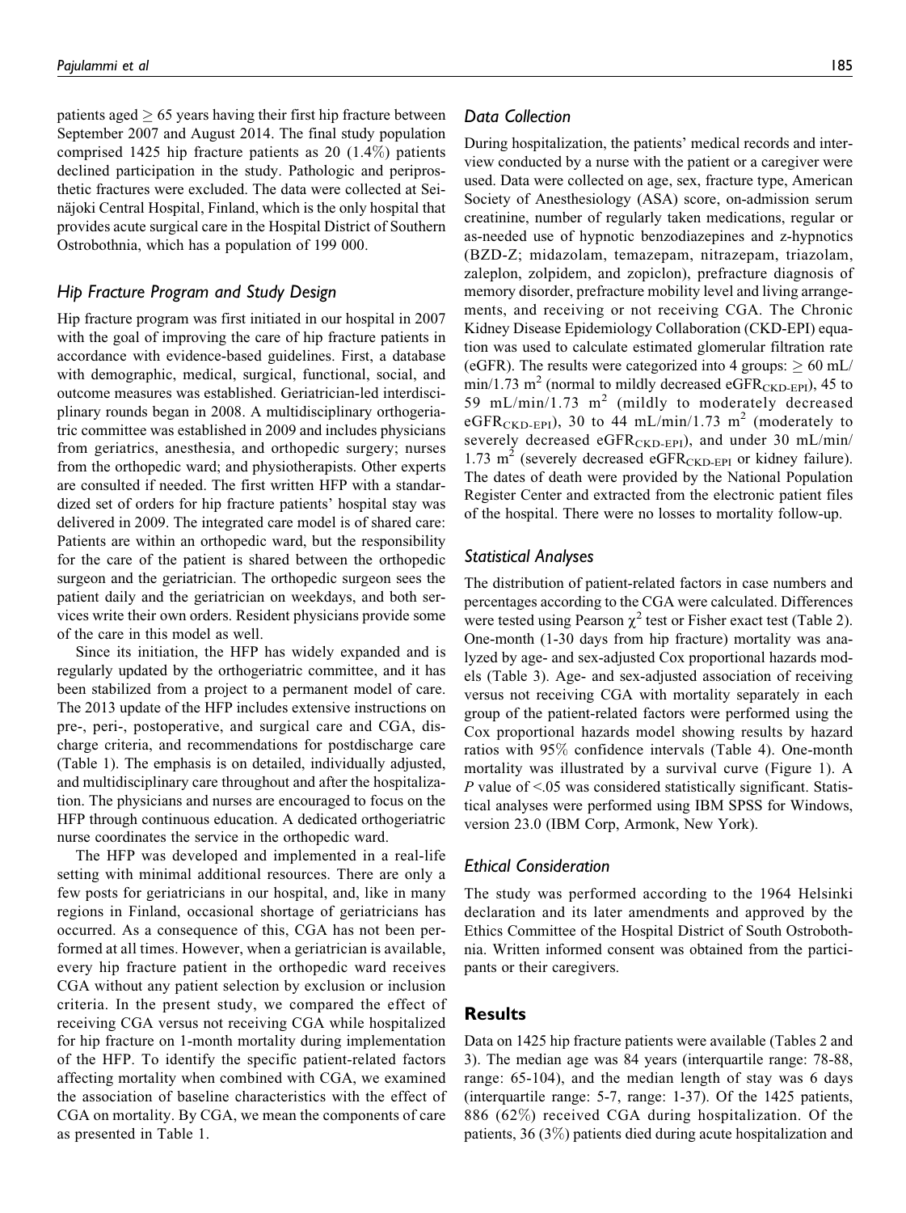patients aged ≥ 65 years having their first hip fracture between September 2007 and August 2014. The final study population comprised 1425 hip fracture patients as 20 (1.4%) patients declined participation in the study. Pathologic and periprosthetic fractures were excluded. The data were collected at Seinäjoki Central Hospital, Finland, which is the only hospital that provides acute surgical care in the Hospital District of Southern Ostrobothnia, which has a population of 199 000.

## Hip Fracture Program and Study Design

Hip fracture program was first initiated in our hospital in 2007 with the goal of improving the care of hip fracture patients in accordance with evidence-based guidelines. First, a database with demographic, medical, surgical, functional, social, and outcome measures was established. Geriatrician-led interdisciplinary rounds began in 2008. A multidisciplinary orthogeriatric committee was established in 2009 and includes physicians from geriatrics, anesthesia, and orthopedic surgery; nurses from the orthopedic ward; and physiotherapists. Other experts are consulted if needed. The first written HFP with a standardized set of orders for hip fracture patients' hospital stay was delivered in 2009. The integrated care model is of shared care: Patients are within an orthopedic ward, but the responsibility for the care of the patient is shared between the orthopedic surgeon and the geriatrician. The orthopedic surgeon sees the patient daily and the geriatrician on weekdays, and both services write their own orders. Resident physicians provide some of the care in this model as well.

Since its initiation, the HFP has widely expanded and is regularly updated by the orthogeriatric committee, and it has been stabilized from a project to a permanent model of care. The 2013 update of the HFP includes extensive instructions on pre-, peri-, postoperative, and surgical care and CGA, discharge criteria, and recommendations for postdischarge care (Table 1). The emphasis is on detailed, individually adjusted, and multidisciplinary care throughout and after the hospitalization. The physicians and nurses are encouraged to focus on the HFP through continuous education. A dedicated orthogeriatric nurse coordinates the service in the orthopedic ward.

The HFP was developed and implemented in a real-life setting with minimal additional resources. There are only a few posts for geriatricians in our hospital, and, like in many regions in Finland, occasional shortage of geriatricians has occurred. As a consequence of this, CGA has not been performed at all times. However, when a geriatrician is available, every hip fracture patient in the orthopedic ward receives CGA without any patient selection by exclusion or inclusion criteria. In the present study, we compared the effect of receiving CGA versus not receiving CGA while hospitalized for hip fracture on 1-month mortality during implementation of the HFP. To identify the specific patient-related factors affecting mortality when combined with CGA, we examined the association of baseline characteristics with the effect of CGA on mortality. By CGA, we mean the components of care as presented in Table 1.

## Data Collection

During hospitalization, the patients' medical records and interview conducted by a nurse with the patient or a caregiver were used. Data were collected on age, sex, fracture type, American Society of Anesthesiology (ASA) score, on-admission serum creatinine, number of regularly taken medications, regular or as-needed use of hypnotic benzodiazepines and z-hypnotics (BZD-Z; midazolam, temazepam, nitrazepam, triazolam, zaleplon, zolpidem, and zopiclon), prefracture diagnosis of memory disorder, prefracture mobility level and living arrangements, and receiving or not receiving CGA. The Chronic Kidney Disease Epidemiology Collaboration (CKD-EPI) equation was used to calculate estimated glomerular filtration rate (eGFR). The results were categorized into 4 groups: ≥ 60 mL/min/1.73 $m^2$ (normal to mildly decreased $eGFR_{CKD-EPI}$), 45 to 59 mL/min/1.73 $m^2$ (mildly to moderately decreased $eGFR_{CKD-EPI}$), 30 to 44 mL/min/1.73 $m^2$ (moderately to severely decreased $eGFR_{CKD-EPI}$), and under 30 mL/min/1.73 $m^2$ (severely decreased $eGFR_{CKD-EPI}$ or kidney failure). The dates of death were provided by the National Population Register Center and extracted from the electronic patient files of the hospital. There were no losses to mortality follow-up.

## Statistical Analyses

The distribution of patient-related factors in case numbers and percentages according to the CGA were calculated. Differences were tested using Pearson $\chi^2$ test or Fisher exact test (Table 2). One-month (1-30 days from hip fracture) mortality was analyzed by age- and sex-adjusted Cox proportional hazards models (Table 3). Age- and sex-adjusted association of receiving versus not receiving CGA with mortality separately in each group of the patient-related factors were performed using the Cox proportional hazards model showing results by hazard ratios with 95% confidence intervals (Table 4). One-month mortality was illustrated by a survival curve (Figure 1). A $P$ value of <.05 was considered statistically significant. Statistical analyses were performed using IBM SPSS for Windows, version 23.0 (IBM Corp, Armonk, New York).

## Ethical Consideration

The study was performed according to the 1964 Helsinki declaration and its later amendments and approved by the Ethics Committee of the Hospital District of South Ostrobothnia. Written informed consent was obtained from the participants or their caregivers.

# Results

Data on 1425 hip fracture patients were available (Tables 2 and 3). The median age was 84 years (interquartile range: 78-88, range: 65-104), and the median length of stay was 6 days (interquartile range: 5-7, range: 1-37). Of the 1425 patients, 886 (62%) received CGA during hospitalization. Of the patients, 36 (3%) patients died during acute hospitalization and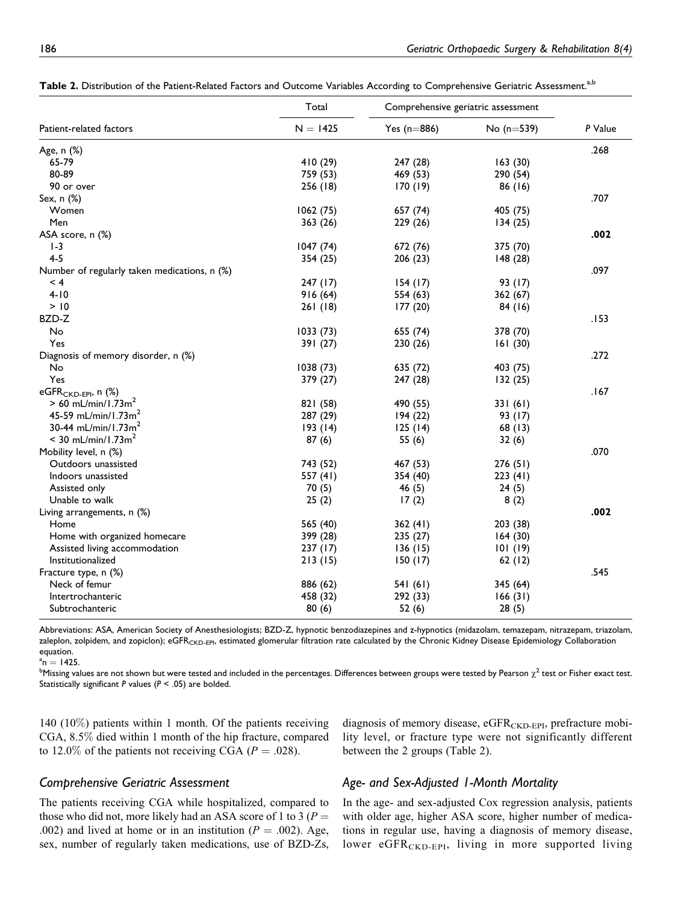**Table 2.** Distribution of the Patient-Related Factors and Outcome Variables According to Comprehensive Geriatric Assessment.[a,b]

| Patient-related factors | Total N = 1425 | Comprehensive geriatric assessment Yes (n=886) | No (n=539) | P Value |
|---|---|---|---|---|
| Age, n (%) | | | | .268 |
| 65-79 | 410 (29) | 247 (28) | 163 (30) | |
| 80-89 | 759 (53) | 469 (53) | 290 (54) | |
| 90 or over | 256 (18) | 170 (19) | 86 (16) | |
| Sex, n (%) | | | | .707 |
| Women | 1062 (75) | 657 (74) | 405 (75) | |
| Men | 363 (26) | 229 (26) | 134 (25) | |
| ASA score, n (%) | | | | **.002** |
| 1-3 | 1047 (74) | 672 (76) | 375 (70) | |
| 4-5 | 354 (25) | 206 (23) | 148 (28) | |
| Number of regularly taken medications, n (%) | | | | .097 |
| < 4 | 247 (17) | 154 (17) | 93 (17) | |
| 4-10 | 916 (64) | 554 (63) | 362 (67) | |
| > 10 | 261 (18) | 177 (20) | 84 (16) | |
| BZD-Z | | | | .153 |
| No | 1033 (73) | 655 (74) | 378 (70) | |
| Yes | 391 (27) | 230 (26) | 161 (30) | |
| Diagnosis of memory disorder, n (%) | | | | .272 |
| No | 1038 (73) | 635 (72) | 403 (75) | |
| Yes | 379 (27) | 247 (28) | 132 (25) | |
| $eGFR_{CKD-EPI}$, n (%) | | | | .167 |
| > 60 mL/min/1.73m$^2$ | 821 (58) | 490 (55) | 331 (61) | |
| 45-59 mL/min/1.73m$^2$ | 287 (29) | 194 (22) | 93 (17) | |
| 30-44 mL/min/1.73m$^2$ | 193 (14) | 125 (14) | 68 (13) | |
| < 30 mL/min/1.73m$^2$ | 87 (6) | 55 (6) | 32 (6) | |
| Mobility level, n (%) | | | | .070 |
| Outdoors unassisted | 743 (52) | 467 (53) | 276 (51) | |
| Indoors unassisted | 557 (41) | 354 (40) | 223 (41) | |
| Assisted only | 70 (5) | 46 (5) | 24 (5) | |
| Unable to walk | 25 (2) | 17 (2) | 8 (2) | |
| Living arrangements, n (%) | | | | **.002** |
| Home | 565 (40) | 362 (41) | 203 (38) | |
| Home with organized homecare | 399 (28) | 235 (27) | 164 (30) | |
| Assisted living accommodation | 237 (17) | 136 (15) | 101 (19) | |
| Institutionalized | 213 (15) | 150 (17) | 62 (12) | |
| Fracture type, n (%) | | | | .545 |
| Neck of femur | 886 (62) | 541 (61) | 345 (64) | |
| Intertrochanteric | 458 (32) | 292 (33) | 166 (31) | |
| Subtrochanteric | 80 (6) | 52 (6) | 28 (5) | |

Abbreviations: ASA, American Society of Anesthesiologists; BZD-Z, hypnotic benzodiazepines and z-hypnotics (midazolam, temazepam, nitrazepam, triazolam, zaleplon, zolpidem, and zopiclon); $eGFR_{CKD-EPI}$, estimated glomerular filtration rate calculated by the Chronic Kidney Disease Epidemiology Collaboration equation.

[a] n = 1425.

[b] Missing values are not shown but were tested and included in the percentages. Differences between groups were tested by Pearson $\chi^2$ test or Fisher exact test. Statistically significant P values ($P < .05$) are bolded.

140 (10%) patients within 1 month. Of the patients receiving CGA, 8.5% died within 1 month of the hip fracture, compared to 12.0% of the patients not receiving CGA ($P = .028$).

### Comprehensive Geriatric Assessment

The patients receiving CGA while hospitalized, compared to those who did not, more likely had an ASA score of 1 to 3 ($P = .002$) and lived at home or in an institution ($P = .002$). Age, sex, number of regularly taken medications, use of BZD-Zs, diagnosis of memory disease, $eGFR_{CKD-EPI}$, prefracture mobility level, or fracture type were not significantly different between the 2 groups (Table 2).

### Age- and Sex-Adjusted 1-Month Mortality

In the age- and sex-adjusted Cox regression analysis, patients with older age, higher ASA score, higher number of medications in regular use, having a diagnosis of memory disease, lower $eGFR_{CKD-EPI}$, living in more supported living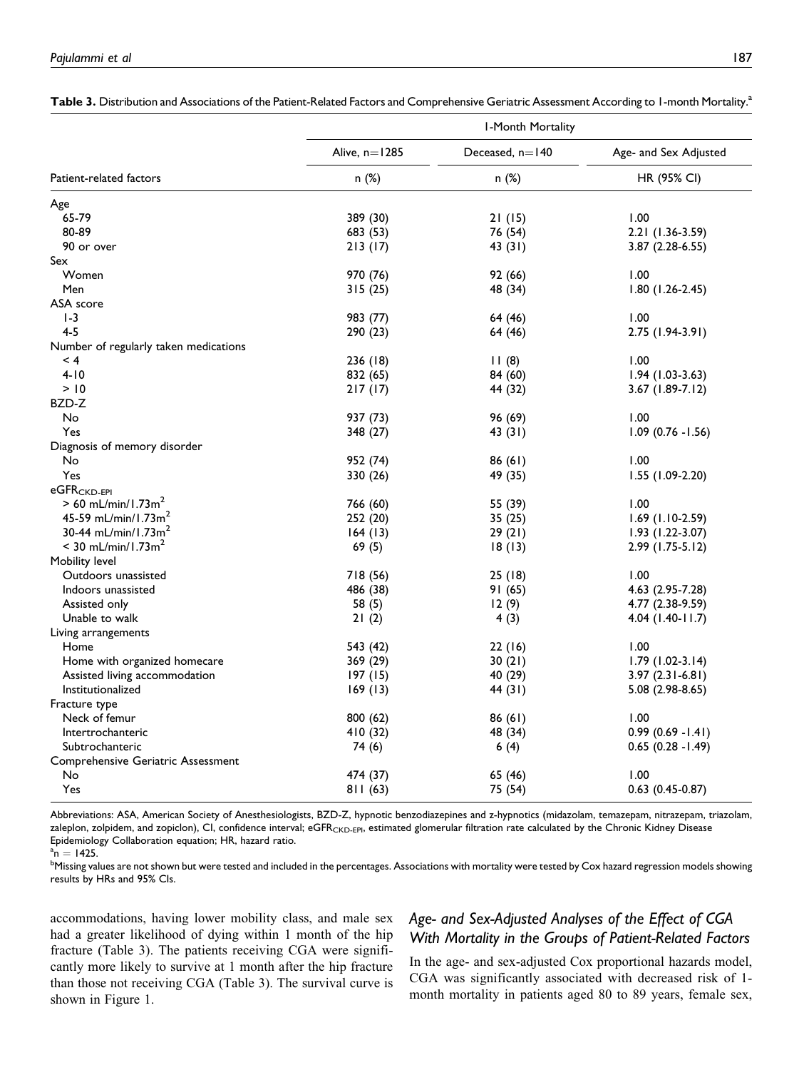**Table 3.** Distribution and Associations of the Patient-Related Factors and Comprehensive Geriatric Assessment According to 1-month Mortality.[a]

| | 1-Month Mortality | | |
|---|---|---|---|
| | Alive, n=1285 | Deceased, n=140 | Age- and Sex Adjusted |
| Patient-related factors | n (%) | n (%) | HR (95% CI) |
| Age | | | |
| 65-79 | 389 (30) | 21 (15) | 1.00 |
| 80-89 | 683 (53) | 76 (54) | 2.21 (1.36-3.59) |
| 90 or over | 213 (17) | 43 (31) | 3.87 (2.28-6.55) |
| Sex | | | |
| Women | 970 (76) | 92 (66) | 1.00 |
| Men | 315 (25) | 48 (34) | 1.80 (1.26-2.45) |
| ASA score | | | |
| 1-3 | 983 (77) | 64 (46) | 1.00 |
| 4-5 | 290 (23) | 64 (46) | 2.75 (1.94-3.91) |
| Number of regularly taken medications | | | |
| < 4 | 236 (18) | 11 (8) | 1.00 |
| 4-10 | 832 (65) | 84 (60) | 1.94 (1.03-3.63) |
| > 10 | 217 (17) | 44 (32) | 3.67 (1.89-7.12) |
| BZD-Z | | | |
| No | 937 (73) | 96 (69) | 1.00 |
| Yes | 348 (27) | 43 (31) | 1.09 (0.76 -1.56) |
| Diagnosis of memory disorder | | | |
| No | 952 (74) | 86 (61) | 1.00 |
| Yes | 330 (26) | 49 (35) | 1.55 (1.09-2.20) |
| $eGFR_{CKD\text{-}EPI}$ | | | |
| > 60 mL/min/1.73m$^2$ | 766 (60) | 55 (39) | 1.00 |
| 45-59 mL/min/1.73m$^2$ | 252 (20) | 35 (25) | 1.69 (1.10-2.59) |
| 30-44 mL/min/1.73m$^2$ | 164 (13) | 29 (21) | 1.93 (1.22-3.07) |
| < 30 mL/min/1.73m$^2$ | 69 (5) | 18 (13) | 2.99 (1.75-5.12) |
| Mobility level | | | |
| Outdoors unassisted | 718 (56) | 25 (18) | 1.00 |
| Indoors unassisted | 486 (38) | 91 (65) | 4.63 (2.95-7.28) |
| Assisted only | 58 (5) | 12 (9) | 4.77 (2.38-9.59) |
| Unable to walk | 21 (2) | 4 (3) | 4.04 (1.40-11.7) |
| Living arrangements | | | |
| Home | 543 (42) | 22 (16) | 1.00 |
| Home with organized homecare | 369 (29) | 30 (21) | 1.79 (1.02-3.14) |
| Assisted living accommodation | 197 (15) | 40 (29) | 3.97 (2.31-6.81) |
| Institutionalized | 169 (13) | 44 (31) | 5.08 (2.98-8.65) |
| Fracture type | | | |
| Neck of femur | 800 (62) | 86 (61) | 1.00 |
| Intertrochanteric | 410 (32) | 48 (34) | 0.99 (0.69 -1.41) |
| Subtrochanteric | 74 (6) | 6 (4) | 0.65 (0.28 -1.49) |
| Comprehensive Geriatric Assessment | | | |
| No | 474 (37) | 65 (46) | 1.00 |
| Yes | 811 (63) | 75 (54) | 0.63 (0.45-0.87) |

Abbreviations: ASA, American Society of Anesthesiologists, BZD-Z, hypnotic benzodiazepines and z-hypnotics (midazolam, temazepam, nitrazepam, triazolam, zaleplon, zolpidem, and zopiclon), CI, confidence interval; $eGFR_{CKD\text{-}EPI}$, estimated glomerular filtration rate calculated by the Chronic Kidney Disease Epidemiology Collaboration equation; HR, hazard ratio.

[a] n = 1425.

[b] Missing values are not shown but were tested and included in the percentages. Associations with mortality were tested by Cox hazard regression models showing results by HRs and 95% CIs.

accommodations, having lower mobility class, and male sex had a greater likelihood of dying within 1 month of the hip fracture (Table 3). The patients receiving CGA were significantly more likely to survive at 1 month after the hip fracture than those not receiving CGA (Table 3). The survival curve is shown in Figure 1.

## *Age- and Sex-Adjusted Analyses of the Effect of CGA With Mortality in the Groups of Patient-Related Factors*

In the age- and sex-adjusted Cox proportional hazards model, CGA was significantly associated with decreased risk of 1-month mortality in patients aged 80 to 89 years, female sex,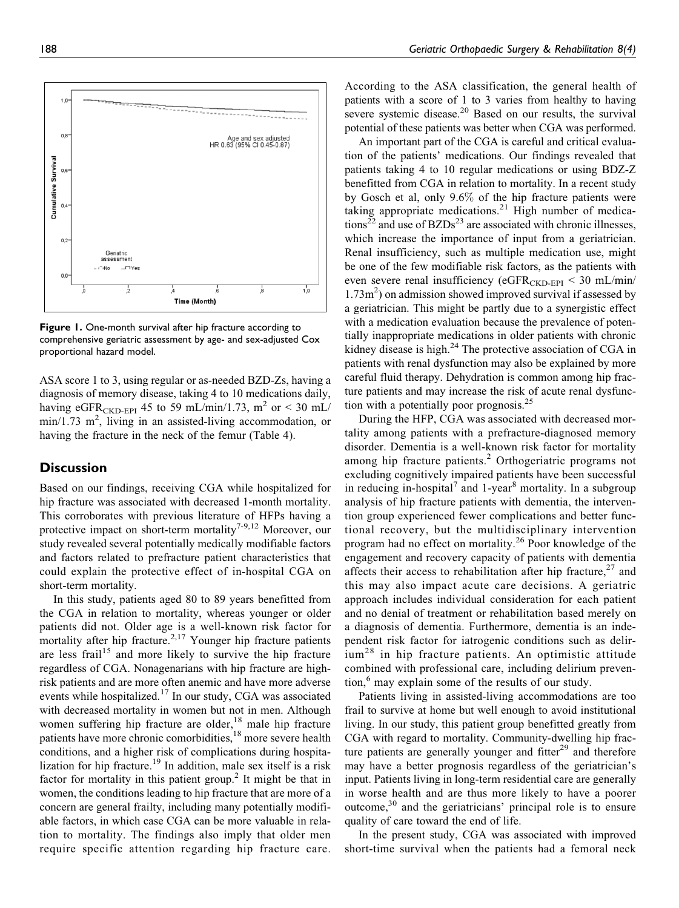Figure 1. One-month survival after hip fracture according to comprehensive geriatric assessment by age- and sex-adjusted Cox proportional hazard model.

ASA score 1 to 3, using regular or as-needed BZD-Zs, having a diagnosis of memory disease, taking 4 to 10 medications daily, having $eGFR_{CKD-EPI}$ 45 to 59 mL/min/1.73, $m^2$ or < 30 mL/min/1.73 $m^2$, living in an assisted-living accommodation, or having the fracture in the neck of the femur (Table 4).

## Discussion

Based on our findings, receiving CGA while hospitalized for hip fracture was associated with decreased 1-month mortality. This corroborates with previous literature of HFPs having a protective impact on short-term mortality[7-9,12] Moreover, our study revealed several potentially medically modifiable factors and factors related to prefracture patient characteristics that could explain the protective effect of in-hospital CGA on short-term mortality.

In this study, patients aged 80 to 89 years benefitted from the CGA in relation to mortality, whereas younger or older patients did not. Older age is a well-known risk factor for mortality after hip fracture.[2,17] Younger hip fracture patients are less frail[15] and more likely to survive the hip fracture regardless of CGA. Nonagenarians with hip fracture are high-risk patients and are more often anemic and have more adverse events while hospitalized.[17] In our study, CGA was associated with decreased mortality in women but not in men. Although women suffering hip fracture are older,[18] male hip fracture patients have more chronic comorbidities,[18] more severe health conditions, and a higher risk of complications during hospitalization for hip fracture.[19] In addition, male sex itself is a risk factor for mortality in this patient group.[2] It might be that in women, the conditions leading to hip fracture that are more of a concern are general frailty, including many potentially modifiable factors, in which case CGA can be more valuable in relation to mortality. The findings also imply that older men require specific attention regarding hip fracture care. According to the ASA classification, the general health of patients with a score of 1 to 3 varies from healthy to having severe systemic disease.[20] Based on our results, the survival potential of these patients was better when CGA was performed.

An important part of the CGA is careful and critical evaluation of the patients' medications. Our findings revealed that patients taking 4 to 10 regular medications or using BDZ-Z benefitted from CGA in relation to mortality. In a recent study by Gosch et al, only 9.6% of the hip fracture patients were taking appropriate medications.[21] High number of medications[22] and use of BZDs[23] are associated with chronic illnesses, which increase the importance of input from a geriatrician. Renal insufficiency, such as multiple medication use, might be one of the few modifiable risk factors, as the patients with even severe renal insufficiency ($eGFR_{CKD-EPI}$ < 30 mL/min/1.73$m^2$) on admission showed improved survival if assessed by a geriatrician. This might be partly due to a synergistic effect with a medication evaluation because the prevalence of potentially inappropriate medications in older patients with chronic kidney disease is high.[24] The protective association of CGA in patients with renal dysfunction may also be explained by more careful fluid therapy. Dehydration is common among hip fracture patients and may increase the risk of acute renal dysfunction with a potentially poor prognosis.[25]

During the HFP, CGA was associated with decreased mortality among patients with a prefracture-diagnosed memory disorder. Dementia is a well-known risk factor for mortality among hip fracture patients.[2] Orthogeriatric programs not excluding cognitively impaired patients have been successful in reducing in-hospital[7] and 1-year[8] mortality. In a subgroup analysis of hip fracture patients with dementia, the intervention group experienced fewer complications and better functional recovery, but the multidisciplinary intervention program had no effect on mortality.[26] Poor knowledge of the engagement and recovery capacity of patients with dementia affects their access to rehabilitation after hip fracture,[27] and this may also impact acute care decisions. A geriatric approach includes individual consideration for each patient and no denial of treatment or rehabilitation based merely on a diagnosis of dementia. Furthermore, dementia is an independent risk factor for iatrogenic conditions such as delirium[28] in hip fracture patients. An optimistic attitude combined with professional care, including delirium prevention,[6] may explain some of the results of our study.

Patients living in assisted-living accommodations are too frail to survive at home but well enough to avoid institutional living. In our study, this patient group benefitted greatly from CGA with regard to mortality. Community-dwelling hip fracture patients are generally younger and fitter[29] and therefore may have a better prognosis regardless of the geriatrician's input. Patients living in long-term residential care are generally in worse health and are thus more likely to have a poorer outcome,[30] and the geriatricians' principal role is to ensure quality of care toward the end of life.

In the present study, CGA was associated with improved short-time survival when the patients had a femoral neck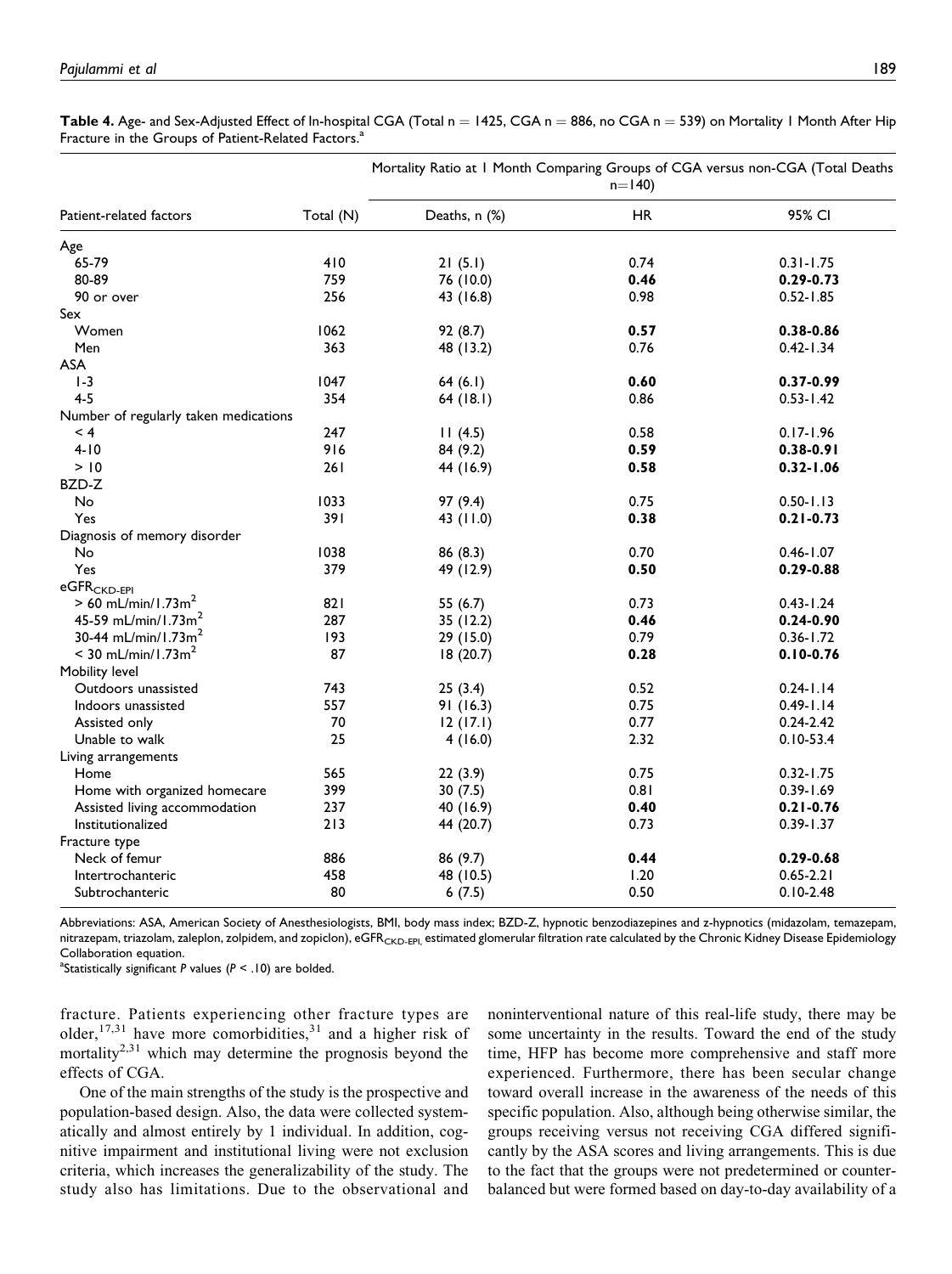**Table 4.** Age- and Sex-Adjusted Effect of In-hospital CGA (Total n = 1425, CGA n = 886, no CGA n = 539) on Mortality 1 Month After Hip Fracture in the Groups of Patient-Related Factors.[a]

| Patient-related factors | Total (N) | Mortality Ratio at 1 Month Comparing Groups of CGA versus non-CGA (Total Deaths n=140) | | |
|---|---|---|---|---|
| | | Deaths, n (%) | HR | 95% CI |
| Age | | | | |
| 65-79 | 410 | 21 (5.1) | 0.74 | 0.31-1.75 |
| 80-89 | 759 | 76 (10.0) | **0.46** | **0.29-0.73** |
| 90 or over | 256 | 43 (16.8) | 0.98 | 0.52-1.85 |
| Sex | | | | |
| Women | 1062 | 92 (8.7) | **0.57** | **0.38-0.86** |
| Men | 363 | 48 (13.2) | 0.76 | 0.42-1.34 |
| ASA | | | | |
| 1-3 | 1047 | 64 (6.1) | **0.60** | **0.37-0.99** |
| 4-5 | 354 | 64 (18.1) | 0.86 | 0.53-1.42 |
| Number of regularly taken medications | | | | |
| < 4 | 247 | 11 (4.5) | 0.58 | 0.17-1.96 |
| 4-10 | 916 | 84 (9.2) | **0.59** | **0.38-0.91** |
| > 10 | 261 | 44 (16.9) | **0.58** | **0.32-1.06** |
| BZD-Z | | | | |
| No | 1033 | 97 (9.4) | 0.75 | 0.50-1.13 |
| Yes | 391 | 43 (11.0) | **0.38** | **0.21-0.73** |
| Diagnosis of memory disorder | | | | |
| No | 1038 | 86 (8.3) | 0.70 | 0.46-1.07 |
| Yes | 379 | 49 (12.9) | **0.50** | **0.29-0.88** |
| $eGFR_{CKD-EPI}$ | | | | |
| > 60 mL/min/1.73m$^2$ | 821 | 55 (6.7) | 0.73 | 0.43-1.24 |
| 45-59 mL/min/1.73m$^2$ | 287 | 35 (12.2) | **0.46** | **0.24-0.90** |
| 30-44 mL/min/1.73m$^2$ | 193 | 29 (15.0) | 0.79 | 0.36-1.72 |
| < 30 mL/min/1.73m$^2$ | 87 | 18 (20.7) | **0.28** | **0.10-0.76** |
| Mobility level | | | | |
| Outdoors unassisted | 743 | 25 (3.4) | 0.52 | 0.24-1.14 |
| Indoors unassisted | 557 | 91 (16.3) | 0.75 | 0.49-1.14 |
| Assisted only | 70 | 12 (17.1) | 0.77 | 0.24-2.42 |
| Unable to walk | 25 | 4 (16.0) | 2.32 | 0.10-53.4 |
| Living arrangements | | | | |
| Home | 565 | 22 (3.9) | 0.75 | 0.32-1.75 |
| Home with organized homecare | 399 | 30 (7.5) | 0.81 | 0.39-1.69 |
| Assisted living accommodation | 237 | 40 (16.9) | **0.40** | **0.21-0.76** |
| Institutionalized | 213 | 44 (20.7) | 0.73 | 0.39-1.37 |
| Fracture type | | | | |
| Neck of femur | 886 | 86 (9.7) | **0.44** | **0.29-0.68** |
| Intertrochanteric | 458 | 48 (10.5) | 1.20 | 0.65-2.21 |
| Subtrochanteric | 80 | 6 (7.5) | 0.50 | 0.10-2.48 |

Abbreviations: ASA, American Society of Anesthesiologists, BMI, body mass index; BZD-Z, hypnotic benzodiazepines and z-hypnotics (midazolam, temazepam, nitrazepam, triazolam, zaleplon, zolpidem, and zopiclon), $eGFR_{CKD-EPI,}$ estimated glomerular filtration rate calculated by the Chronic Kidney Disease Epidemiology Collaboration equation.

[a]Statistically significant *P* values ($P < .10$) are bolded.

fracture. Patients experiencing other fracture types are older,[17,31] have more comorbidities,[31] and a higher risk of mortality[2,31] which may determine the prognosis beyond the effects of CGA.

One of the main strengths of the study is the prospective and population-based design. Also, the data were collected systematically and almost entirely by 1 individual. In addition, cognitive impairment and institutional living were not exclusion criteria, which increases the generalizability of the study. The study also has limitations. Due to the observational and noninterventional nature of this real-life study, there may be some uncertainty in the results. Toward the end of the study time, HFP has become more comprehensive and staff more experienced. Furthermore, there has been secular change toward overall increase in the awareness of the needs of this specific population. Also, although being otherwise similar, the groups receiving versus not receiving CGA differed significantly by the ASA scores and living arrangements. This is due to the fact that the groups were not predetermined or counterbalanced but were formed based on day-to-day availability of a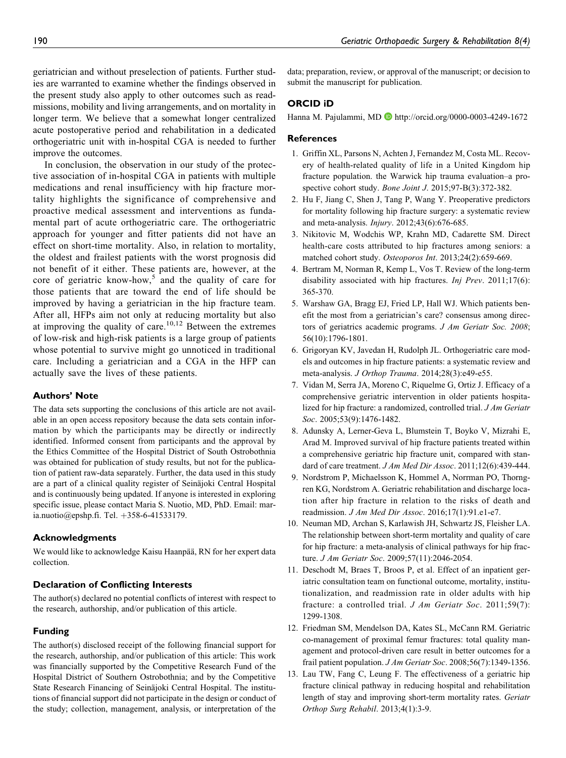geriatrician and without preselection of patients. Further studies are warranted to examine whether the findings observed in the present study also apply to other outcomes such as readmissions, mobility and living arrangements, and on mortality in longer term. We believe that a somewhat longer centralized acute postoperative period and rehabilitation in a dedicated orthogeriatric unit with in-hospital CGA is needed to further improve the outcomes.

In conclusion, the observation in our study of the protective association of in-hospital CGA in patients with multiple medications and renal insufficiency with hip fracture mortality highlights the significance of comprehensive and proactive medical assessment and interventions as fundamental part of acute orthogeriatric care. The orthogeriatric approach for younger and fitter patients did not have an effect on short-time mortality. Also, in relation to mortality, the oldest and frailest patients with the worst prognosis did not benefit of it either. These patients are, however, at the core of geriatric know-how,[5] and the quality of care for those patients that are toward the end of life should be improved by having a geriatrician in the hip fracture team. After all, HFPs aim not only at reducing mortality but also at improving the quality of care.[10,12] Between the extremes of low-risk and high-risk patients is a large group of patients whose potential to survive might go unnoticed in traditional care. Including a geriatrician and a CGA in the HFP can actually save the lives of these patients.

### Authors' Note

The data sets supporting the conclusions of this article are not available in an open access repository because the data sets contain information by which the participants may be directly or indirectly identified. Informed consent from participants and the approval by the Ethics Committee of the Hospital District of South Ostrobothnia was obtained for publication of study results, but not for the publication of patient raw-data separately. Further, the data used in this study are a part of a clinical quality register of Seinäjoki Central Hospital and is continuously being updated. If anyone is interested in exploring specific issue, please contact Maria S. Nuotio, MD, PhD. Email: maria.nuotio@epshp.fi. Tel. +358-6-41533179.

### Acknowledgments

We would like to acknowledge Kaisu Haanpää, RN for her expert data collection.

### Declaration of Conflicting Interests

The author(s) declared no potential conflicts of interest with respect to the research, authorship, and/or publication of this article.

### Funding

The author(s) disclosed receipt of the following financial support for the research, authorship, and/or publication of this article: This work was financially supported by the Competitive Research Fund of the Hospital District of Southern Ostrobothnia; and by the Competitive State Research Financing of Seinäjoki Central Hospital. The institutions of financial support did not participate in the design or conduct of the study; collection, management, analysis, or interpretation of the data; preparation, review, or approval of the manuscript; or decision to submit the manuscript for publication.

### ORCID iD

Hanna M. Pajulammi, MD http://orcid.org/0000-0003-4249-1672

### References

1. Griffin XL, Parsons N, Achten J, Fernandez M, Costa ML. Recovery of health-related quality of life in a United Kingdom hip fracture population. the Warwick hip trauma evaluation–a prospective cohort study. *Bone Joint J*. 2015;97-B(3):372-382.
2. Hu F, Jiang C, Shen J, Tang P, Wang Y. Preoperative predictors for mortality following hip fracture surgery: a systematic review and meta-analysis. *Injury*. 2012;43(6):676-685.
3. Nikitovic M, Wodchis WP, Krahn MD, Cadarette SM. Direct health-care costs attributed to hip fractures among seniors: a matched cohort study. *Osteoporos Int*. 2013;24(2):659-669.
4. Bertram M, Norman R, Kemp L, Vos T. Review of the long-term disability associated with hip fractures. *Inj Prev*. 2011;17(6): 365-370.
5. Warshaw GA, Bragg EJ, Fried LP, Hall WJ. Which patients benefit the most from a geriatrician's care? consensus among directors of geriatrics academic programs. *J Am Geriatr Soc. 2008*; 56(10):1796-1801.
6. Grigoryan KV, Javedan H, Rudolph JL. Orthogeriatric care models and outcomes in hip fracture patients: a systematic review and meta-analysis. *J Orthop Trauma*. 2014;28(3):e49-e55.
7. Vidan M, Serra JA, Moreno C, Riquelme G, Ortiz J. Efficacy of a comprehensive geriatric intervention in older patients hospitalized for hip fracture: a randomized, controlled trial. *J Am Geriatr Soc*. 2005;53(9):1476-1482.
8. Adunsky A, Lerner-Geva L, Blumstein T, Boyko V, Mizrahi E, Arad M. Improved survival of hip fracture patients treated within a comprehensive geriatric hip fracture unit, compared with standard of care treatment. *J Am Med Dir Assoc*. 2011;12(6):439-444.
9. Nordstrom P, Michaelsson K, Hommel A, Norrman PO, Thorngren KG, Nordstrom A. Geriatric rehabilitation and discharge location after hip fracture in relation to the risks of death and readmission. *J Am Med Dir Assoc*. 2016;17(1):91.e1-e7.
10. Neuman MD, Archan S, Karlawish JH, Schwartz JS, Fleisher LA. The relationship between short-term mortality and quality of care for hip fracture: a meta-analysis of clinical pathways for hip fracture. *J Am Geriatr Soc*. 2009;57(11):2046-2054.
11. Deschodt M, Braes T, Broos P, et al. Effect of an inpatient geriatric consultation team on functional outcome, mortality, institutionalization, and readmission rate in older adults with hip fracture: a controlled trial. *J Am Geriatr Soc*. 2011;59(7): 1299-1308.
12. Friedman SM, Mendelson DA, Kates SL, McCann RM. Geriatric co-management of proximal femur fractures: total quality management and protocol-driven care result in better outcomes for a frail patient population. *J Am Geriatr Soc*. 2008;56(7):1349-1356.
13. Lau TW, Fang C, Leung F. The effectiveness of a geriatric hip fracture clinical pathway in reducing hospital and rehabilitation length of stay and improving short-term mortality rates. *Geriatr Orthop Surg Rehabil*. 2013;4(1):3-9.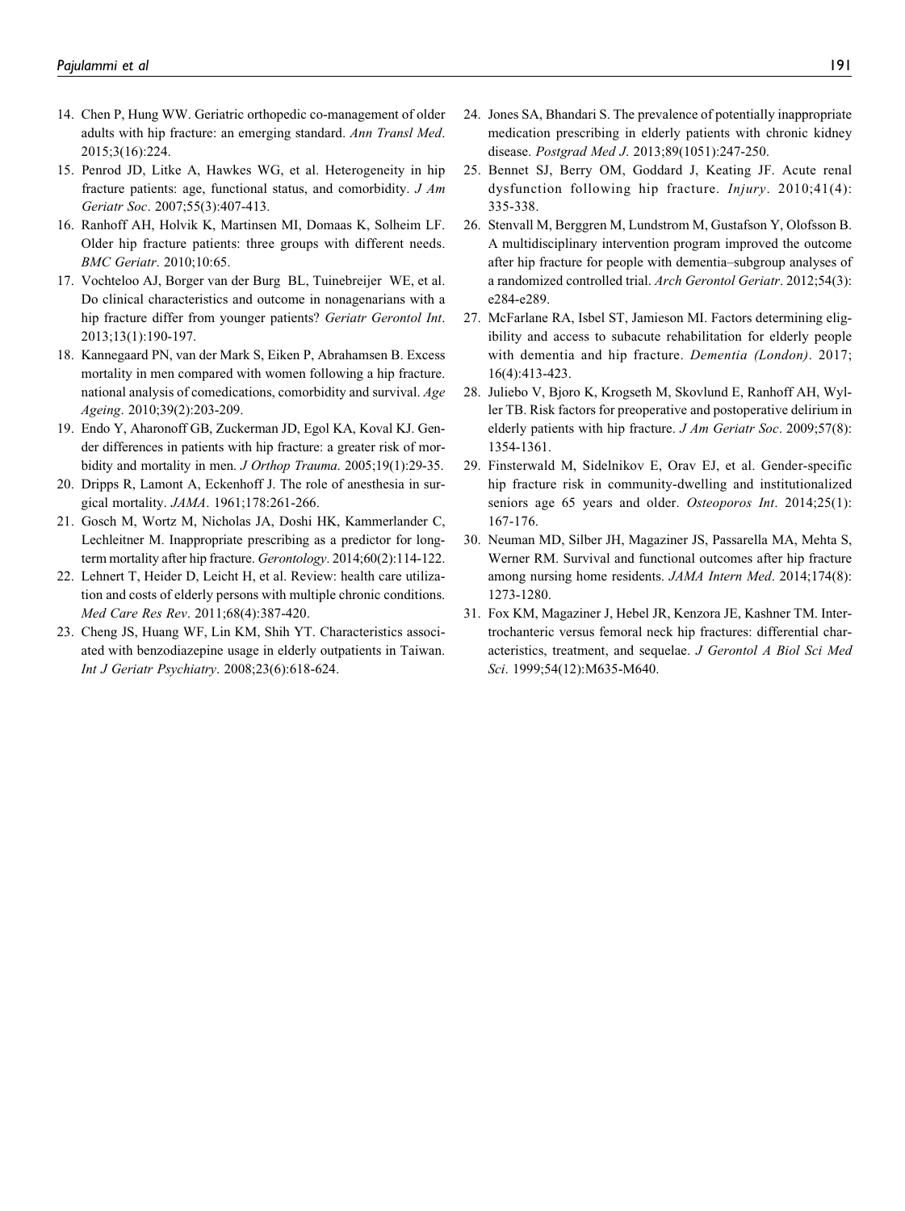14. Chen P, Hung WW. Geriatric orthopedic co-management of older adults with hip fracture: an emerging standard. *Ann Transl Med*. 2015;3(16):224.
15. Penrod JD, Litke A, Hawkes WG, et al. Heterogeneity in hip fracture patients: age, functional status, and comorbidity. *J Am Geriatr Soc*. 2007;55(3):407-413.
16. Ranhoff AH, Holvik K, Martinsen MI, Domaas K, Solheim LF. Older hip fracture patients: three groups with different needs. *BMC Geriatr*. 2010;10:65.
17. Vochteloo AJ, Borger van der Burg BL, Tuinebreijer WE, et al. Do clinical characteristics and outcome in nonagenarians with a hip fracture differ from younger patients? *Geriatr Gerontol Int*. 2013;13(1):190-197.
18. Kannegaard PN, van der Mark S, Eiken P, Abrahamsen B. Excess mortality in men compared with women following a hip fracture. national analysis of comedications, comorbidity and survival. *Age Ageing*. 2010;39(2):203-209.
19. Endo Y, Aharonoff GB, Zuckerman JD, Egol KA, Koval KJ. Gender differences in patients with hip fracture: a greater risk of morbidity and mortality in men. *J Orthop Trauma*. 2005;19(1):29-35.
20. Dripps R, Lamont A, Eckenhoff J. The role of anesthesia in surgical mortality. *JAMA*. 1961;178:261-266.
21. Gosch M, Wortz M, Nicholas JA, Doshi HK, Kammerlander C, Lechleitner M. Inappropriate prescribing as a predictor for long-term mortality after hip fracture. *Gerontology*. 2014;60(2):114-122.
22. Lehnert T, Heider D, Leicht H, et al. Review: health care utilization and costs of elderly persons with multiple chronic conditions. *Med Care Res Rev*. 2011;68(4):387-420.
23. Cheng JS, Huang WF, Lin KM, Shih YT. Characteristics associated with benzodiazepine usage in elderly outpatients in Taiwan. *Int J Geriatr Psychiatry*. 2008;23(6):618-624.
24. Jones SA, Bhandari S. The prevalence of potentially inappropriate medication prescribing in elderly patients with chronic kidney disease. *Postgrad Med J*. 2013;89(1051):247-250.
25. Bennet SJ, Berry OM, Goddard J, Keating JF. Acute renal dysfunction following hip fracture. *Injury*. 2010;41(4): 335-338.
26. Stenvall M, Berggren M, Lundstrom M, Gustafson Y, Olofsson B. A multidisciplinary intervention program improved the outcome after hip fracture for people with dementia–subgroup analyses of a randomized controlled trial. *Arch Gerontol Geriatr*. 2012;54(3): e284-e289.
27. McFarlane RA, Isbel ST, Jamieson MI. Factors determining eligibility and access to subacute rehabilitation for elderly people with dementia and hip fracture. *Dementia (London)*. 2017; 16(4):413-423.
28. Juliebo V, Bjoro K, Krogseth M, Skovlund E, Ranhoff AH, Wyller TB. Risk factors for preoperative and postoperative delirium in elderly patients with hip fracture. *J Am Geriatr Soc*. 2009;57(8): 1354-1361.
29. Finsterwald M, Sidelnikov E, Orav EJ, et al. Gender-specific hip fracture risk in community-dwelling and institutionalized seniors age 65 years and older. *Osteoporos Int*. 2014;25(1): 167-176.
30. Neuman MD, Silber JH, Magaziner JS, Passarella MA, Mehta S, Werner RM. Survival and functional outcomes after hip fracture among nursing home residents. *JAMA Intern Med*. 2014;174(8): 1273-1280.
31. Fox KM, Magaziner J, Hebel JR, Kenzora JE, Kashner TM. Intertrochanteric versus femoral neck hip fractures: differential characteristics, treatment, and sequelae. *J Gerontol A Biol Sci Med Sci*. 1999;54(12):M635-M640.